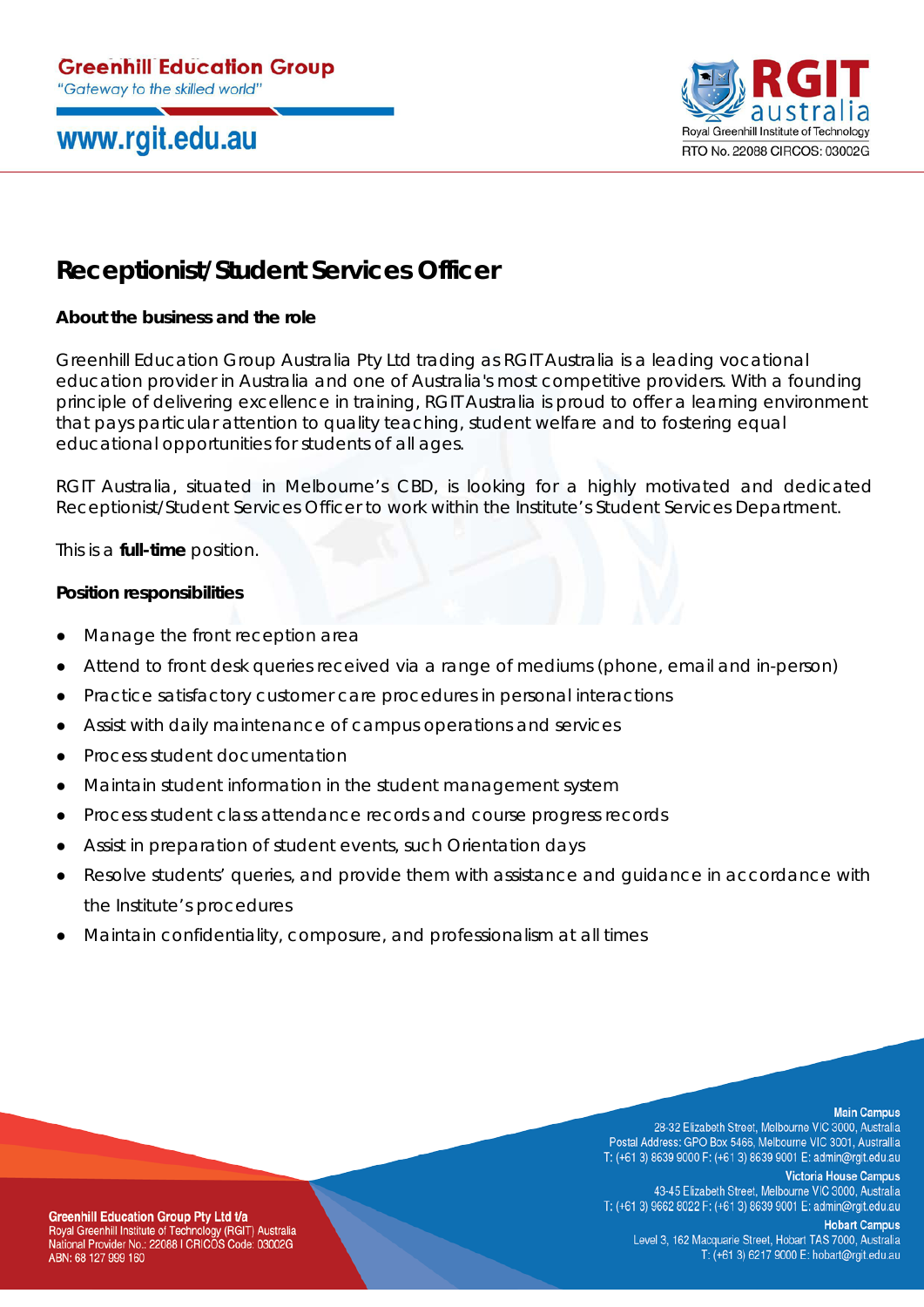# Receptionist/Student Services Officer

**About the business and the role**

Greenhill Education Group Australia Pty Ltd trading as RGIT Australia is a leading vocational education provider in Australia and one of Australia's most competitive providers. With a founding principle of delivering excellence in training, RGIT Australia is proud to offer a learning environment that pays particular attention to quality teaching, student welfare and to fostering equal educational opportunities for students of all ages.

RGIT Australia, situated in Melbourne's CBD, is looking for a highly motivated and dedicated Receptionist/Student Services Officer to work within the Institute's Student Services Department.

This is a **full-time** position.

**Position responsibilities**

- Manage the front reception area
- Attend to front desk queries received via a range of mediums (phone, email and in-person)
- Practice satisfactory customer care procedures in personal interactions
- Assist with daily maintenance of campus operations and services
- Process student documentation
- Maintain student information in the student management system
- Process student class attendance records and course progress records
- Assist in preparation of student events, such Orientation days
- Resolve students' queries, and provide them with assistance and guidance in accordance with the Institute's procedures
- Maintain confidentiality, composure, and professionalism at all times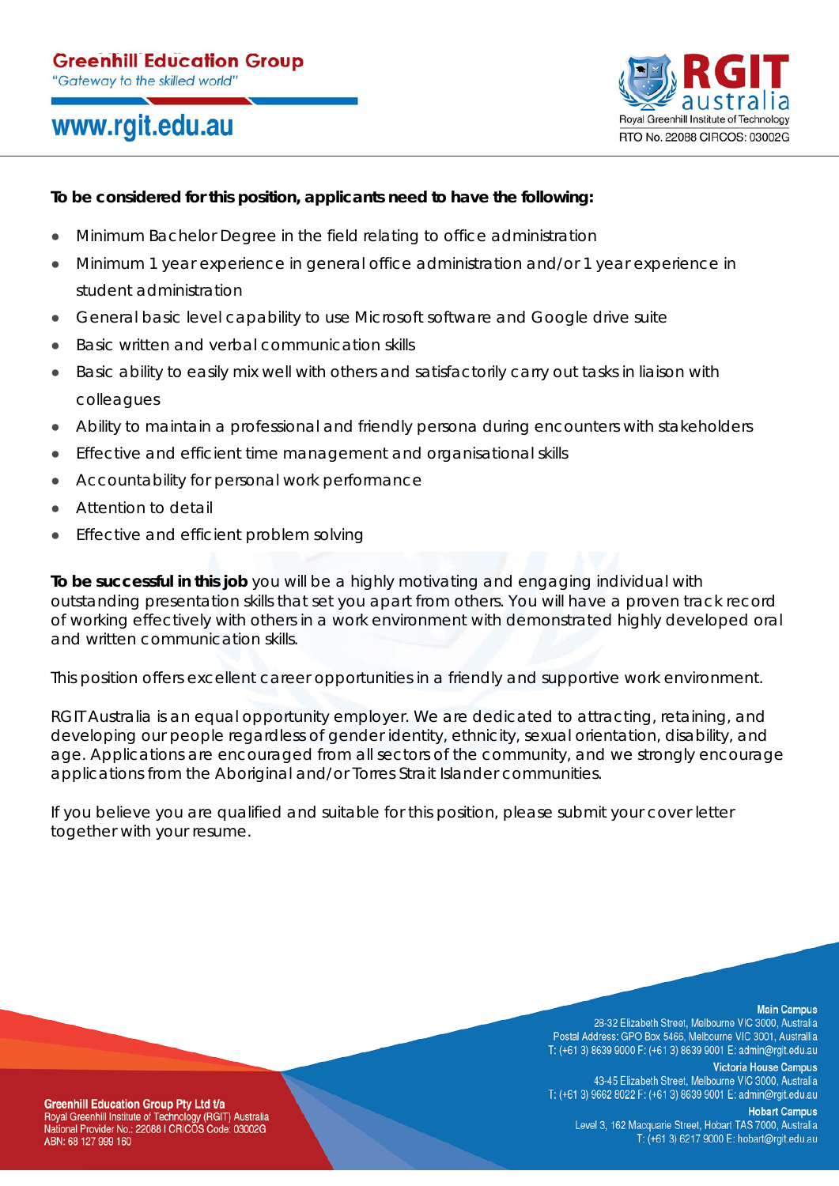**To be considered for this position, applicants need to have the following:**

- Minimum Bachelor Degree in the field relating to office administration
- Minimum 1 year experience in general office administration and/or 1 year experience in student administration
- General basic level capability to use Microsoft software and Google drive suite
- Basic written and verbal communication skills
- Basic ability to easily mix well with others and satisfactorily carry out tasks in liaison with colleagues
- Ability to maintain a professional and friendly persona during encounters with stakeholders
- Effective and efficient time management and organisational skills
- Accountability for personal work performance
- Attention to detail
- Effective and efficient problem solving

**To be successful in this job** you will be a highly motivating and engaging individual with outstanding presentation skills that set you apart from others. You will have a proven track record of working effectively with others in a work environment with demonstrated highly developed oral and written communication skills.

This position offers excellent career opportunities in a friendly and supportive work environment.

RGIT Australia is an equal opportunity employer. We are dedicated to attracting, retaining, and developing our people regardless of gender identity, ethnicity, sexual orientation, disability, and age. Applications are encouraged from all sectors of the community, and we strongly encourage applications from the Aboriginal and/or Torres Strait Islander communities.

If you believe you are qualified and suitable for this position, please submit your cover letter together with your resume.